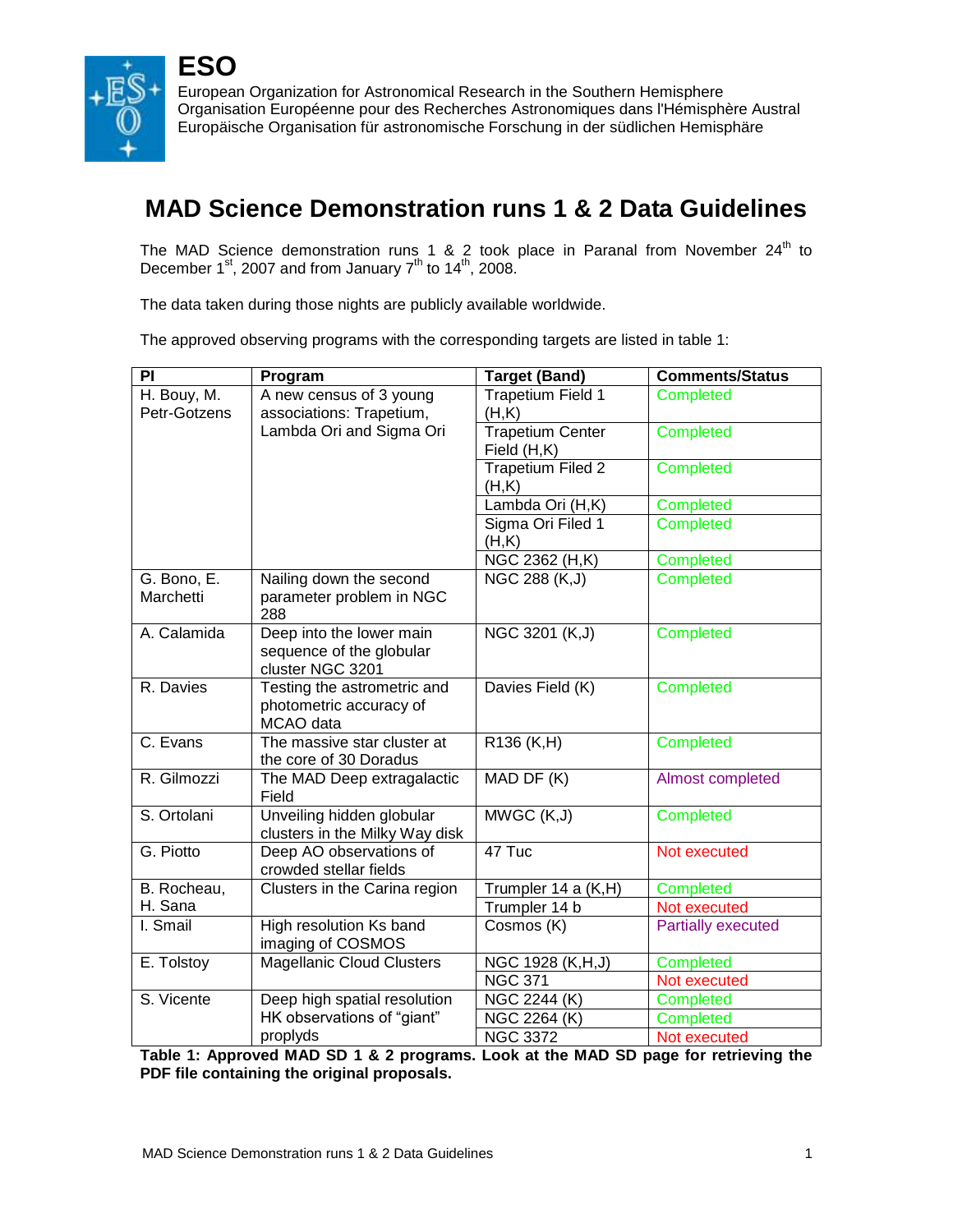# ESO

European Organization for Astronomical Research in the Southern Hemisphere
Organisation Européenne pour des Recherches Astronomiques dans l'Hémisphère Austral
Europäische Organisation für astronomische Forschung in der südlichen Hemisphäre

## MAD Science Demonstration runs 1 & 2 Data Guidelines

The MAD Science demonstration runs 1 & 2 took place in Paranal from November 24th to December 1st, 2007 and from January 7th to 14th, 2008.

The data taken during those nights are publicly available worldwide.

The approved observing programs with the corresponding targets are listed in table 1:

| PI | Program | Target (Band) | Comments/Status |
|---|---|---|---|
| H. Bouy, M. Petr-Gotzens | A new census of 3 young associations: Trapetium, Lambda Ori and Sigma Ori | Trapetium Field 1 (H,K) | Completed |
| | | Trapetium Center Field (H,K) | Completed |
| | | Trapetium Filed 2 (H,K) | Completed |
| | | Lambda Ori (H,K) | Completed |
| | | Sigma Ori Filed 1 (H,K) | Completed |
| | | NGC 2362 (H,K) | Completed |
| G. Bono, E. Marchetti | Nailing down the second parameter problem in NGC 288 | NGC 288 (K,J) | Completed |
| A. Calamida | Deep into the lower main sequence of the globular cluster NGC 3201 | NGC 3201 (K,J) | Completed |
| R. Davies | Testing the astrometric and photometric accuracy of MCAO data | Davies Field (K) | Completed |
| C. Evans | The massive star cluster at the core of 30 Doradus | R136 (K,H) | Completed |
| R. Gilmozzi | The MAD Deep extragalactic Field | MAD DF (K) | Almost completed |
| S. Ortolani | Unveiling hidden globular clusters in the Milky Way disk | MWGC (K,J) | Completed |
| G. Piotto | Deep AO observations of crowded stellar fields | 47 Tuc | Not executed |
| B. Rocheau, H. Sana | Clusters in the Carina region | Trumpler 14 a (K,H) | Completed |
| | | Trumpler 14 b | Not executed |
| I. Smail | High resolution Ks band imaging of COSMOS | Cosmos (K) | Partially executed |
| E. Tolstoy | Magellanic Cloud Clusters | NGC 1928 (K,H,J) | Completed |
| | | NGC 371 | Not executed |
| S. Vicente | Deep high spatial resolution HK observations of “giant” proplyds | NGC 2244 (K) | Completed |
| | | NGC 2264 (K) | Completed |
| | | NGC 3372 | Not executed |

**Table 1: Approved MAD SD 1 & 2 programs. Look at the MAD SD page for retrieving the PDF file containing the original proposals.**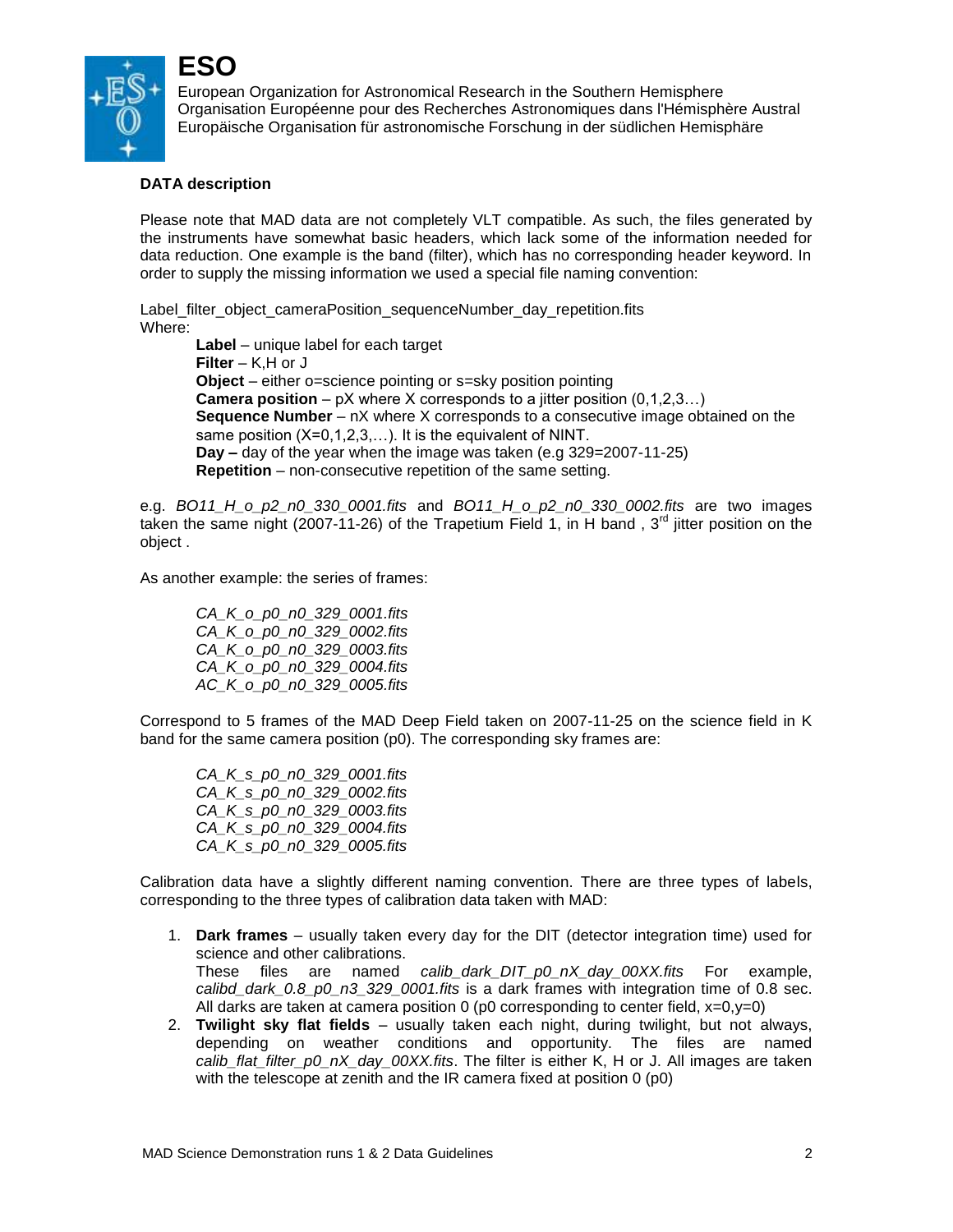**ESO**

European Organization for Astronomical Research in the Southern Hemisphere
Organisation Européenne pour des Recherches Astronomiques dans l'Hémisphère Austral
Europäische Organisation für astronomische Forschung in der südlichen Hemisphäre

**DATA description**

Please note that MAD data are not completely VLT compatible. As such, the files generated by the instruments have somewhat basic headers, which lack some of the information needed for data reduction. One example is the band (filter), which has no corresponding header keyword. In order to supply the missing information we used a special file naming convention:

Label_filter_object_cameraPosition_sequenceNumber_day_repetition.fits
Where:

- **Label** – unique label for each target
- **Filter** – K,H or J
- **Object** – either o=science pointing or s=sky position pointing
- **Camera position** – pX where X corresponds to a jitter position (0,1,2,3…)
- **Sequence Number** – nX where X corresponds to a consecutive image obtained on the same position (X=0,1,2,3,…). It is the equivalent of NINT.
- **Day –** day of the year when the image was taken (e.g 329=2007-11-25)
- **Repetition** – non-consecutive repetition of the same setting.

e.g. *BO11_H_o_p2_n0_330_0001.fits* and *BO11_H_o_p2_n0_330_0002.fits* are two images taken the same night (2007-11-26) of the Trapetium Field 1, in H band , 3[rd] jitter position on the object .

As another example: the series of frames:

*CA_K_o_p0_n0_329_0001.fits*
*CA_K_o_p0_n0_329_0002.fits*
*CA_K_o_p0_n0_329_0003.fits*
*CA_K_o_p0_n0_329_0004.fits*
*AC_K_o_p0_n0_329_0005.fits*

Correspond to 5 frames of the MAD Deep Field taken on 2007-11-25 on the science field in K band for the same camera position (p0). The corresponding sky frames are:

*CA_K_s_p0_n0_329_0001.fits*
*CA_K_s_p0_n0_329_0002.fits*
*CA_K_s_p0_n0_329_0003.fits*
*CA_K_s_p0_n0_329_0004.fits*
*CA_K_s_p0_n0_329_0005.fits*

Calibration data have a slightly different naming convention. There are three types of labels, corresponding to the three types of calibration data taken with MAD:

1. **Dark frames** – usually taken every day for the DIT (detector integration time) used for science and other calibrations.
   These files are named *calib_dark_DIT_p0_nX_day_00XX.fits* For example, *calibd_dark_0.8_p0_n3_329_0001.fits* is a dark frames with integration time of 0.8 sec. All darks are taken at camera position 0 (p0 corresponding to center field, x=0,y=0)
2. **Twilight sky flat fields** – usually taken each night, during twilight, but not always, depending on weather conditions and opportunity. The files are named *calib_flat_filter_p0_nX_day_00XX.fits*. The filter is either K, H or J. All images are taken with the telescope at zenith and the IR camera fixed at position 0 (p0)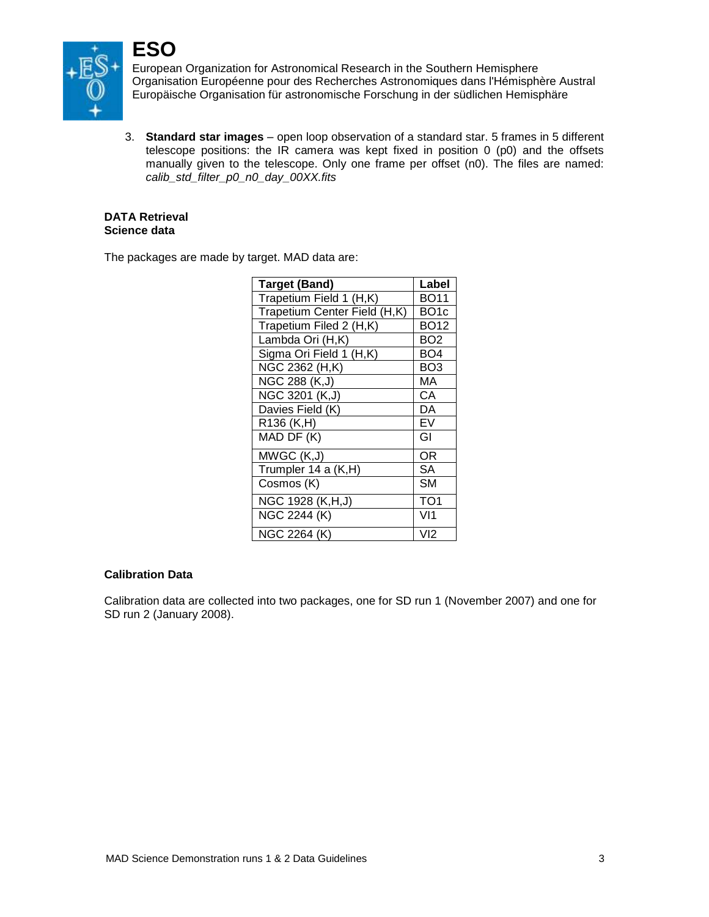3. **Standard star images** – open loop observation of a standard star. 5 frames in 5 different telescope positions: the IR camera was kept fixed in position 0 (p0) and the offsets manually given to the telescope. Only one frame per offset (n0). The files are named: *calib_std_filter_p0_n0_day_00XX.fits*

**DATA Retrieval**
**Science data**

The packages are made by target. MAD data are:

| Target (Band) | Label |
|---|---|
| Trapetium Field 1 (H,K) | BO11 |
| Trapetium Center Field (H,K) | BO1c |
| Trapetium Filed 2 (H,K) | BO12 |
| Lambda Ori (H,K) | BO2 |
| Sigma Ori Field 1 (H,K) | BO4 |
| NGC 2362 (H,K) | BO3 |
| NGC 288 (K,J) | MA |
| NGC 3201 (K,J) | CA |
| Davies Field (K) | DA |
| R136 (K,H) | EV |
| MAD DF (K) | GI |
| MWGC (K,J) | OR |
| Trumpler 14 a (K,H) | SA |
| Cosmos (K) | SM |
| NGC 1928 (K,H,J) | TO1 |
| NGC 2244 (K) | VI1 |
| NGC 2264 (K) | VI2 |

**Calibration Data**

Calibration data are collected into two packages, one for SD run 1 (November 2007) and one for SD run 2 (January 2008).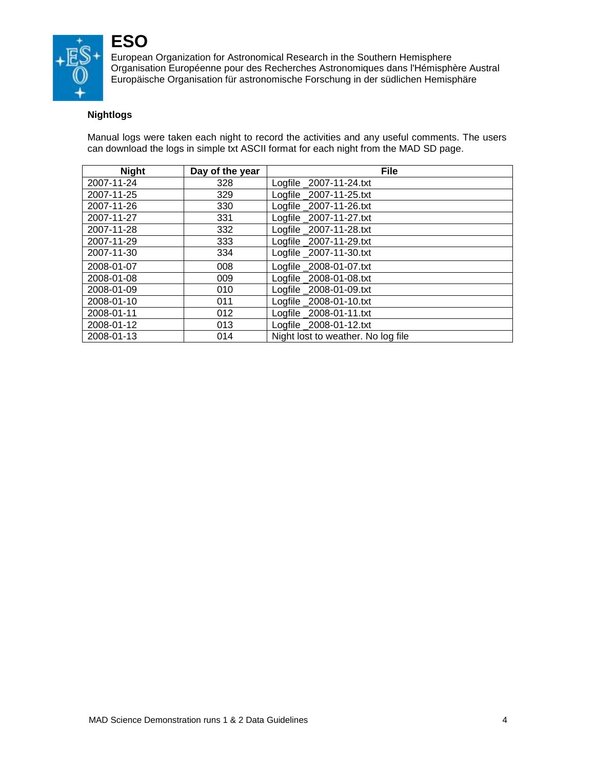**ESO**

European Organization for Astronomical Research in the Southern Hemisphere
Organisation Européenne pour des Recherches Astronomiques dans l'Hémisphère Austral
Europäische Organisation für astronomische Forschung in der südlichen Hemisphäre

**Nightlogs**

Manual logs were taken each night to record the activities and any useful comments. The users can download the logs in simple txt ASCII format for each night from the MAD SD page.

| Night | Day of the year | File |
|---|---|---|
| 2007-11-24 | 328 | Logfile _2007-11-24.txt |
| 2007-11-25 | 329 | Logfile _2007-11-25.txt |
| 2007-11-26 | 330 | Logfile _2007-11-26.txt |
| 2007-11-27 | 331 | Logfile _2007-11-27.txt |
| 2007-11-28 | 332 | Logfile _2007-11-28.txt |
| 2007-11-29 | 333 | Logfile _2007-11-29.txt |
| 2007-11-30 | 334 | Logfile _2007-11-30.txt |
| 2008-01-07 | 008 | Logfile _2008-01-07.txt |
| 2008-01-08 | 009 | Logfile _2008-01-08.txt |
| 2008-01-09 | 010 | Logfile _2008-01-09.txt |
| 2008-01-10 | 011 | Logfile _2008-01-10.txt |
| 2008-01-11 | 012 | Logfile _2008-01-11.txt |
| 2008-01-12 | 013 | Logfile _2008-01-12.txt |
| 2008-01-13 | 014 | Night lost to weather. No log file |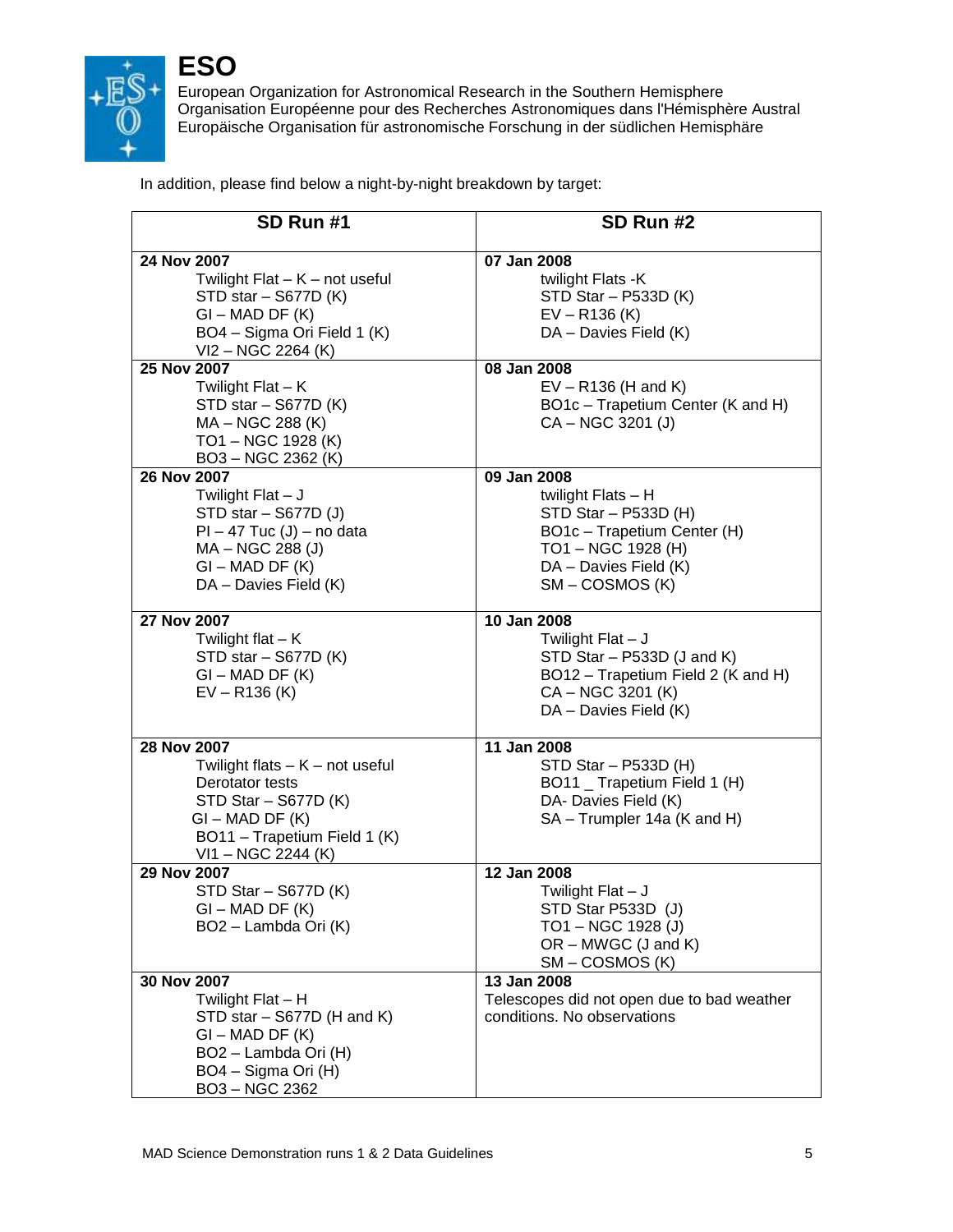In addition, please find below a night-by-night breakdown by target:

| SD Run #1 | SD Run #2 |
|---|---|
| **24 Nov 2007**<br>Twilight Flat – K – not useful<br>STD star – S677D (K)<br>GI – MAD DF (K)<br>BO4 – Sigma Ori Field 1 (K)<br>VI2 – NGC 2264 (K) | **07 Jan 2008**<br>twilight Flats -K<br>STD Star – P533D (K)<br>EV – R136 (K)<br>DA – Davies Field (K) |
| **25 Nov 2007**<br>Twilight Flat – K<br>STD star – S677D (K)<br>MA – NGC 288 (K)<br>TO1 – NGC 1928 (K)<br>BO3 – NGC 2362 (K) | **08 Jan 2008**<br>EV – R136 (H and K)<br>BO1c – Trapetium Center (K and H)<br>CA – NGC 3201 (J) |
| **26 Nov 2007**<br>Twilight Flat – J<br>STD star – S677D (J)<br>PI – 47 Tuc (J) – no data<br>MA – NGC 288 (J)<br>GI – MAD DF (K)<br>DA – Davies Field (K) | **09 Jan 2008**<br>twilight Flats – H<br>STD Star – P533D (H)<br>BO1c – Trapetium Center (H)<br>TO1 – NGC 1928 (H)<br>DA – Davies Field (K)<br>SM – COSMOS (K) |
| **27 Nov 2007**<br>Twilight flat – K<br>STD star – S677D (K)<br>GI – MAD DF (K)<br>EV – R136 (K) | **10 Jan 2008**<br>Twilight Flat – J<br>STD Star – P533D (J and K)<br>BO12 – Trapetium Field 2 (K and H)<br>CA – NGC 3201 (K)<br>DA – Davies Field (K) |
| **28 Nov 2007**<br>Twilight flats – K – not useful<br>Derotator tests<br>STD Star – S677D (K)<br>GI – MAD DF (K)<br>BO11 – Trapetium Field 1 (K)<br>VI1 – NGC 2244 (K) | **11 Jan 2008**<br>STD Star – P533D (H)<br>BO11 _ Trapetium Field 1 (H)<br>DA- Davies Field (K)<br>SA – Trumpler 14a (K and H) |
| **29 Nov 2007**<br>STD Star – S677D (K)<br>GI – MAD DF (K)<br>BO2 – Lambda Ori (K) | **12 Jan 2008**<br>Twilight Flat – J<br>STD Star P533D (J)<br>TO1 – NGC 1928 (J)<br>OR – MWGC (J and K)<br>SM – COSMOS (K) |
| **30 Nov 2007**<br>Twilight Flat – H<br>STD star – S677D (H and K)<br>GI – MAD DF (K)<br>BO2 – Lambda Ori (H)<br>BO4 – Sigma Ori (H)<br>BO3 – NGC 2362 | **13 Jan 2008**<br>Telescopes did not open due to bad weather conditions. No observations |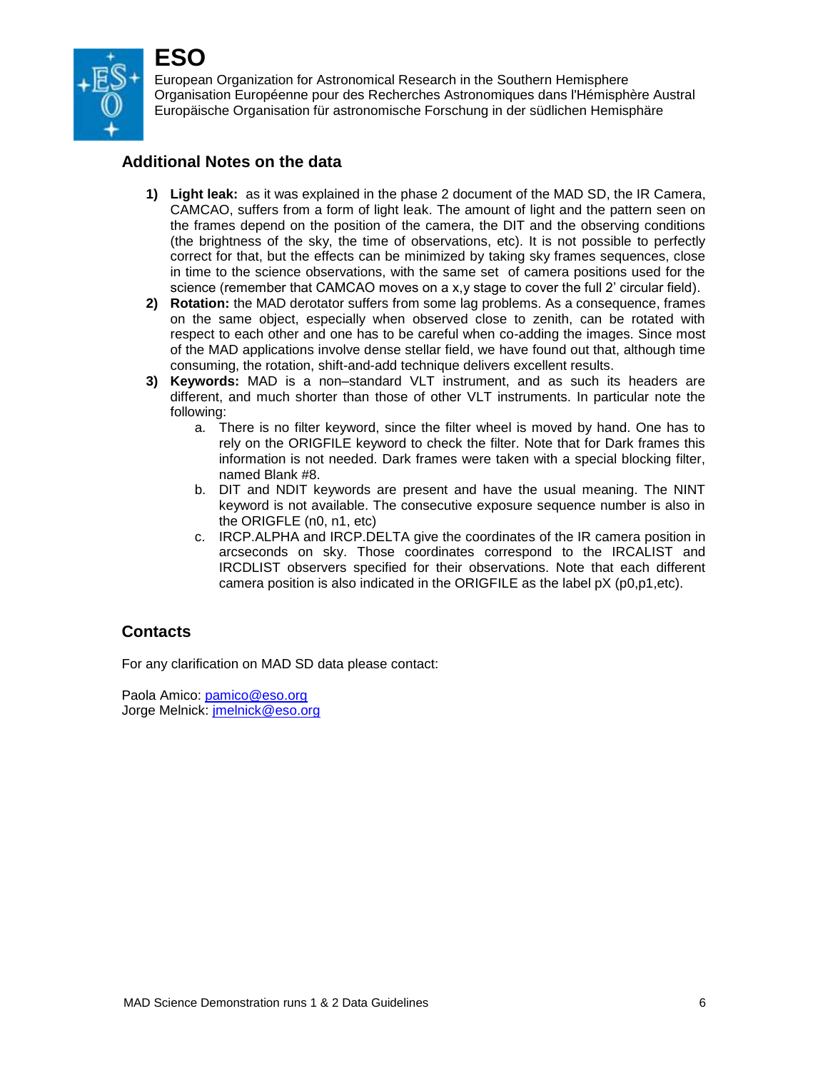# ESO

European Organization for Astronomical Research in the Southern Hemisphere
Organisation Européenne pour des Recherches Astronomiques dans l'Hémisphère Austral
Europäische Organisation für astronomische Forschung in der südlichen Hemisphäre

## Additional Notes on the data

1) **Light leak:** as it was explained in the phase 2 document of the MAD SD, the IR Camera, CAMCAO, suffers from a form of light leak. The amount of light and the pattern seen on the frames depend on the position of the camera, the DIT and the observing conditions (the brightness of the sky, the time of observations, etc). It is not possible to perfectly correct for that, but the effects can be minimized by taking sky frames sequences, close in time to the science observations, with the same set of camera positions used for the science (remember that CAMCAO moves on a x,y stage to cover the full 2' circular field).
2) **Rotation:** the MAD derotator suffers from some lag problems. As a consequence, frames on the same object, especially when observed close to zenith, can be rotated with respect to each other and one has to be careful when co-adding the images. Since most of the MAD applications involve dense stellar field, we have found out that, although time consuming, the rotation, shift-and-add technique delivers excellent results.
3) **Keywords:** MAD is a non–standard VLT instrument, and as such its headers are different, and much shorter than those of other VLT instruments. In particular note the following:
    a. There is no filter keyword, since the filter wheel is moved by hand. One has to rely on the ORIGFILE keyword to check the filter. Note that for Dark frames this information is not needed. Dark frames were taken with a special blocking filter, named Blank #8.
    b. DIT and NDIT keywords are present and have the usual meaning. The NINT keyword is not available. The consecutive exposure sequence number is also in the ORIGFLE (n0, n1, etc)
    c. IRCP.ALPHA and IRCP.DELTA give the coordinates of the IR camera position in arcseconds on sky. Those coordinates correspond to the IRCALIST and IRCDLIST observers specified for their observations. Note that each different camera position is also indicated in the ORIGFILE as the label pX (p0,p1,etc).

## Contacts

For any clarification on MAD SD data please contact:

Paola Amico: pamico@eso.org
Jorge Melnick: jmelnick@eso.org